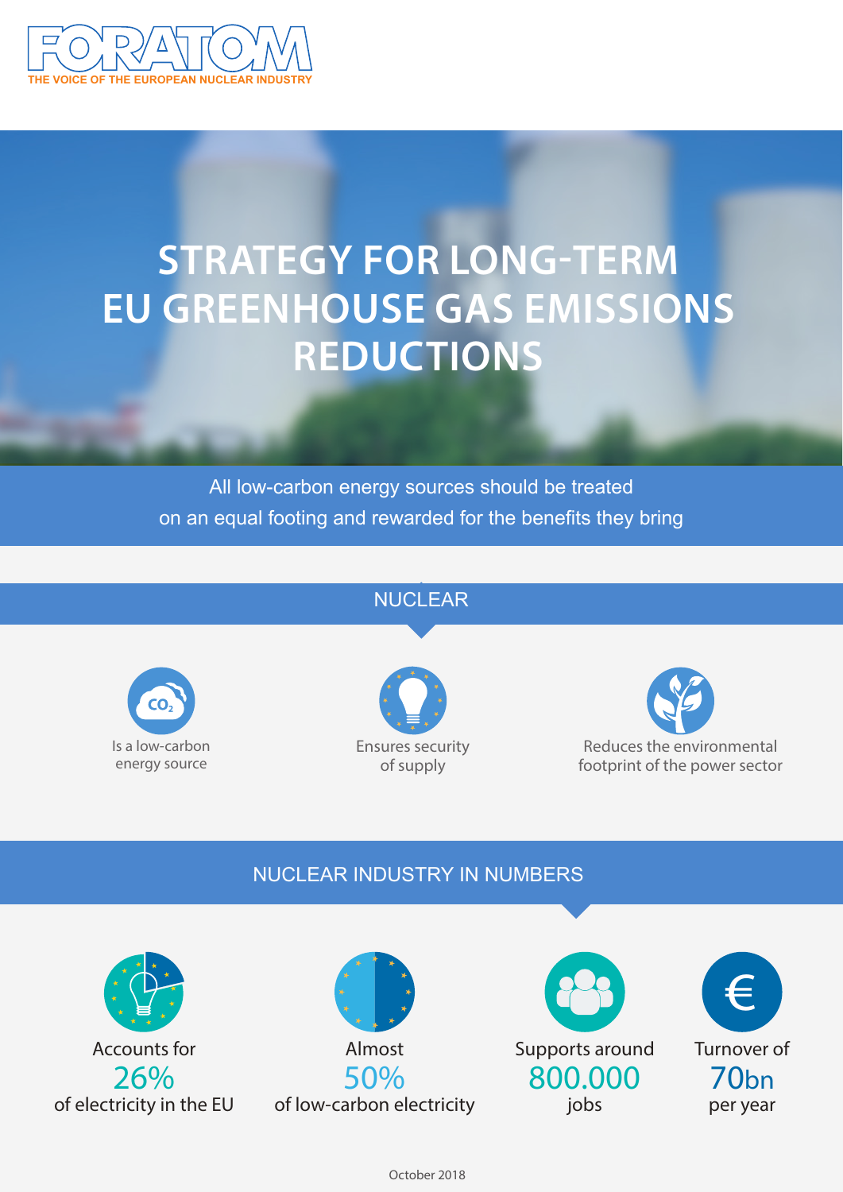FORATOM

THE VOICE OF THE EUROPEAN NUCLEAR INDUSTRY

# STRATEGY FOR LONG-TERM EU GREENHOUSE GAS EMISSIONS REDUCTIONS

All low-carbon energy sources should be treated on an equal footing and rewarded for the benefits they bring

## NUCLEAR

- Is a low-carbon energy source
- Ensures security of supply
- Reduces the environmental footprint of the power sector

## NUCLEAR INDUSTRY IN NUMBERS

- Accounts for **26%** of electricity in the EU
- Almost **50%** of low-carbon electricity
- Supports around **800.000** jobs
- Turnover of **70bn** per year

October 2018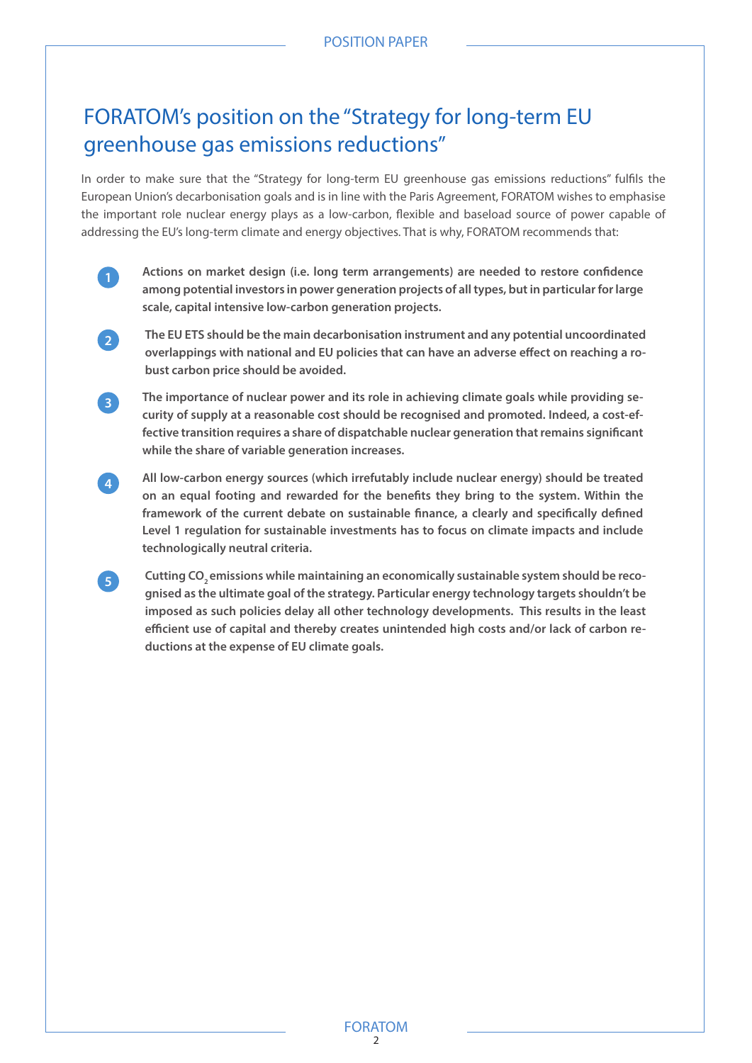# FORATOM's position on the "Strategy for long-term EU greenhouse gas emissions reductions"

In order to make sure that the "Strategy for long-term EU greenhouse gas emissions reductions" fulfils the European Union's decarbonisation goals and is in line with the Paris Agreement, FORATOM wishes to emphasise the important role nuclear energy plays as a low-carbon, flexible and baseload source of power capable of addressing the EU's long-term climate and energy objectives. That is why, FORATOM recommends that:

1. **Actions on market design (i.e. long term arrangements) are needed to restore confidence among potential investors in power generation projects of all types, but in particular for large scale, capital intensive low-carbon generation projects.**

2. **The EU ETS should be the main decarbonisation instrument and any potential uncoordinated overlappings with national and EU policies that can have an adverse effect on reaching a robust carbon price should be avoided.**

3. **The importance of nuclear power and its role in achieving climate goals while providing security of supply at a reasonable cost should be recognised and promoted. Indeed, a cost-effective transition requires a share of dispatchable nuclear generation that remains significant while the share of variable generation increases.**

4. **All low-carbon energy sources (which irrefutably include nuclear energy) should be treated on an equal footing and rewarded for the benefits they bring to the system. Within the framework of the current debate on sustainable finance, a clearly and specifically defined Level 1 regulation for sustainable investments has to focus on climate impacts and include technologically neutral criteria.**

5. **Cutting $CO_2$ emissions while maintaining an economically sustainable system should be recognised as the ultimate goal of the strategy. Particular energy technology targets shouldn't be imposed as such policies delay all other technology developments. This results in the least efficient use of capital and thereby creates unintended high costs and/or lack of carbon reductions at the expense of EU climate goals.**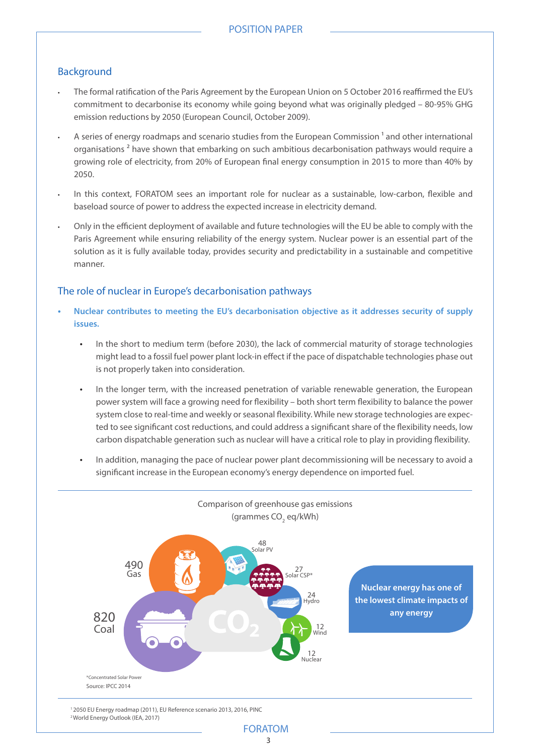## Background

- The formal ratification of the Paris Agreement by the European Union on 5 October 2016 reaffirmed the EU's commitment to decarbonise its economy while going beyond what was originally pledged – 80-95% GHG emission reductions by 2050 (European Council, October 2009).
- A series of energy roadmaps and scenario studies from the European Commission [1] and other international organisations [2] have shown that embarking on such ambitious decarbonisation pathways would require a growing role of electricity, from 20% of European final energy consumption in 2015 to more than 40% by 2050.
- In this context, FORATOM sees an important role for nuclear as a sustainable, low-carbon, flexible and baseload source of power to address the expected increase in electricity demand.
- Only in the efficient deployment of available and future technologies will the EU be able to comply with the Paris Agreement while ensuring reliability of the energy system. Nuclear power is an essential part of the solution as it is fully available today, provides security and predictability in a sustainable and competitive manner.

## The role of nuclear in Europe's decarbonisation pathways

- **Nuclear contributes to meeting the EU's decarbonisation objective as it addresses security of supply issues.**
  - In the short to medium term (before 2030), the lack of commercial maturity of storage technologies might lead to a fossil fuel power plant lock-in effect if the pace of dispatchable technologies phase out is not properly taken into consideration.
  - In the longer term, with the increased penetration of variable renewable generation, the European power system will face a growing need for flexibility – both short term flexibility to balance the power system close to real-time and weekly or seasonal flexibility. While new storage technologies are expected to see significant cost reductions, and could address a significant share of the flexibility needs, low carbon dispatchable generation such as nuclear will have a critical role to play in providing flexibility.
  - In addition, managing the pace of nuclear power plant decommissioning will be necessary to avoid a significant increase in the European economy's energy dependence on imported fuel.

Comparison of greenhouse gas emissions (grammes $CO_2$ eq/kWh)

| Source | grammes $CO_2$ eq/kWh |
|---|---|
| Coal | 820 |
| Gas | 490 |
| Solar PV | 48 |
| Solar CSP* | 27 |
| Hydro | 24 |
| Wind | 12 |
| Nuclear | 12 |

**Nuclear energy has one of the lowest climate impacts of any energy**

*Concentrated Solar Power

Source: IPCC 2014

[1] 2050 EU Energy roadmap (2011), EU Reference scenario 2013, 2016, PINC

[2] World Energy Outlook (IEA, 2017)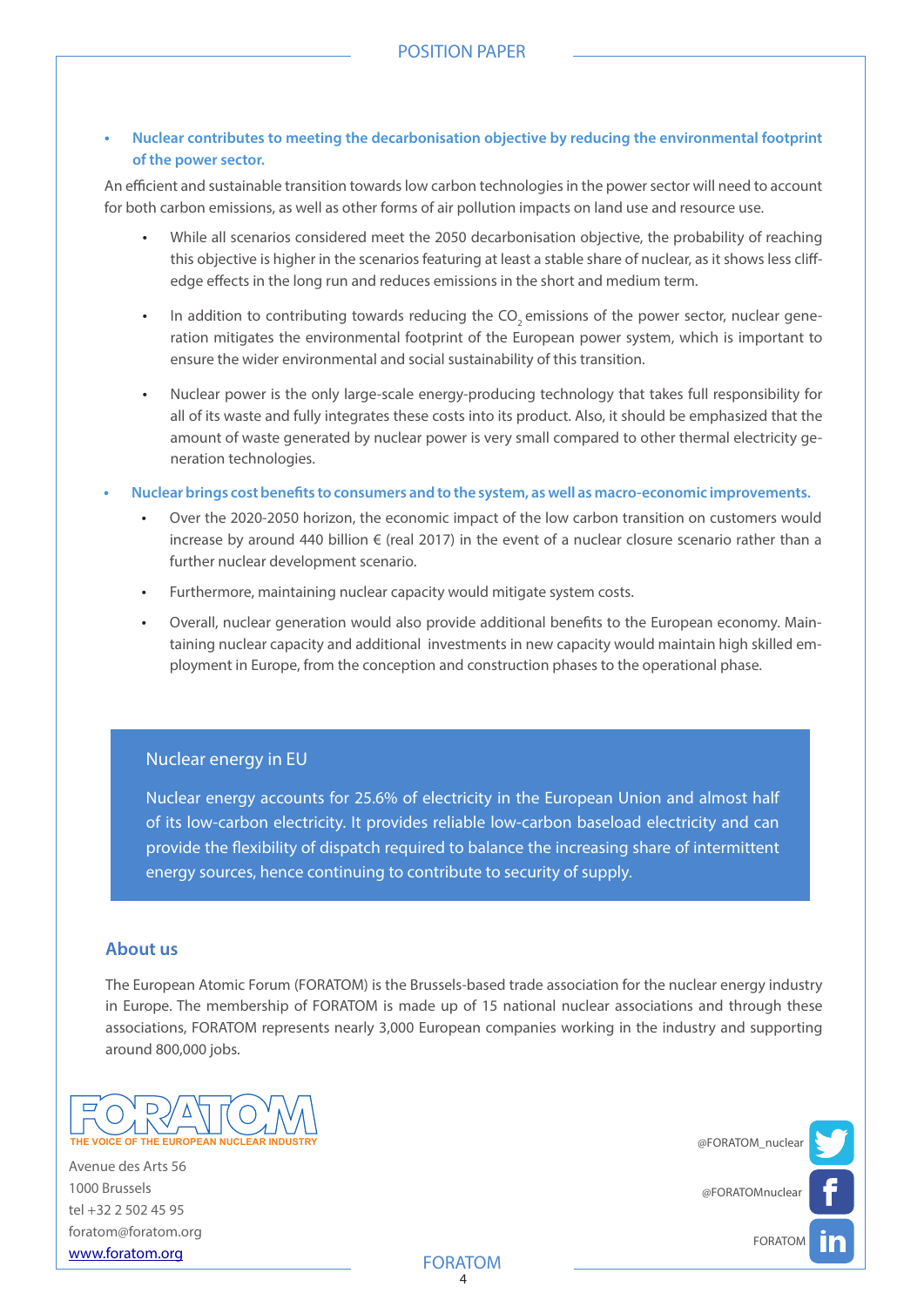- **Nuclear contributes to meeting the decarbonisation objective by reducing the environmental footprint of the power sector.**

An efficient and sustainable transition towards low carbon technologies in the power sector will need to account for both carbon emissions, as well as other forms of air pollution impacts on land use and resource use.

  - While all scenarios considered meet the 2050 decarbonisation objective, the probability of reaching this objective is higher in the scenarios featuring at least a stable share of nuclear, as it shows less cliff-edge effects in the long run and reduces emissions in the short and medium term.
  - In addition to contributing towards reducing the $CO_2$ emissions of the power sector, nuclear generation mitigates the environmental footprint of the European power system, which is important to ensure the wider environmental and social sustainability of this transition.
  - Nuclear power is the only large-scale energy-producing technology that takes full responsibility for all of its waste and fully integrates these costs into its product. Also, it should be emphasized that the amount of waste generated by nuclear power is very small compared to other thermal electricity generation technologies.

- **Nuclear brings cost benefits to consumers and to the system, as well as macro-economic improvements.**
  - Over the 2020-2050 horizon, the economic impact of the low carbon transition on customers would increase by around 440 billion € (real 2017) in the event of a nuclear closure scenario rather than a further nuclear development scenario.
  - Furthermore, maintaining nuclear capacity would mitigate system costs.
  - Overall, nuclear generation would also provide additional benefits to the European economy. Maintaining nuclear capacity and additional investments in new capacity would maintain high skilled employment in Europe, from the conception and construction phases to the operational phase.

### Nuclear energy in EU

Nuclear energy accounts for 25.6% of electricity in the European Union and almost half of its low-carbon electricity. It provides reliable low-carbon baseload electricity and can provide the flexibility of dispatch required to balance the increasing share of intermittent energy sources, hence continuing to contribute to security of supply.

## About us

The European Atomic Forum (FORATOM) is the Brussels-based trade association for the nuclear energy industry in Europe. The membership of FORATOM is made up of 15 national nuclear associations and through these associations, FORATOM represents nearly 3,000 European companies working in the industry and supporting around 800,000 jobs.

FORATOM
THE VOICE OF THE EUROPEAN NUCLEAR INDUSTRY

Avenue des Arts 56
1000 Brussels
tel +32 2 502 45 95
foratom@foratom.org
www.foratom.org

@FORATOM_nuclear
@FORATOMnuclear
FORATOM